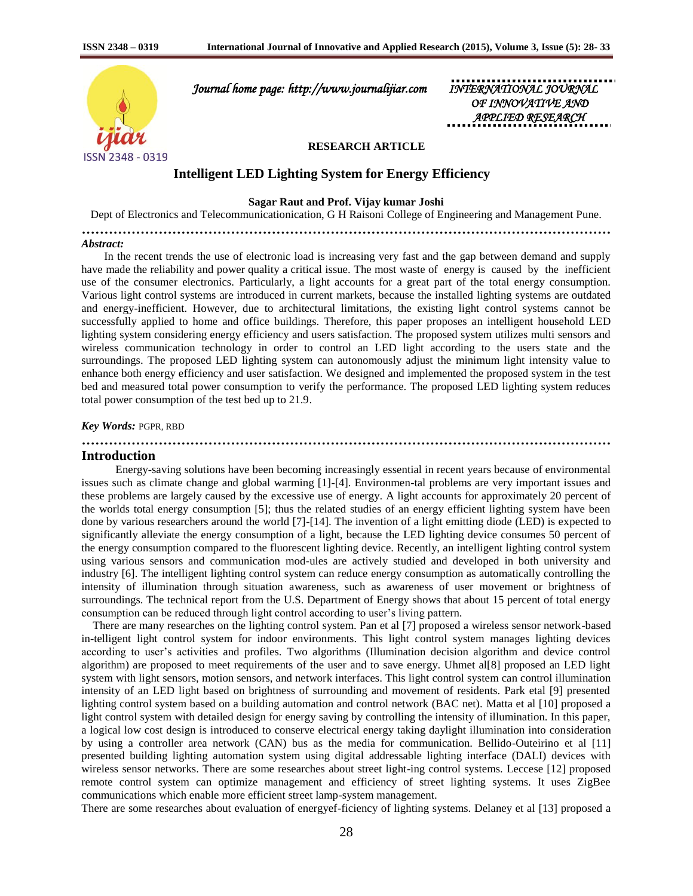Journal home page: http://www.journalijiar.com

INTERNATIONAL JOURNAL OF INNOVATIVE AND APPLIED RESEARCH

**RESEARCH ARTICLE**

# Intelligent LED Lighting System for Energy Efficiency

**Sagar Raut and Prof. Vijay kumar Joshi**

Dept of Electronics and Telecommunicationication, G H Raisoni College of Engineering and Management Pune.

***Abstract:***

In the recent trends the use of electronic load is increasing very fast and the gap between demand and supply have made the reliability and power quality a critical issue. The most waste of energy is caused by the inefficient use of the consumer electronics. Particularly, a light accounts for a great part of the total energy consumption. Various light control systems are introduced in current markets, because the installed lighting systems are outdated and energy-inefficient. However, due to architectural limitations, the existing light control systems cannot be successfully applied to home and office buildings. Therefore, this paper proposes an intelligent household LED lighting system considering energy efficiency and users satisfaction. The proposed system utilizes multi sensors and wireless communication technology in order to control an LED light according to the users state and the surroundings. The proposed LED lighting system can autonomously adjust the minimum light intensity value to enhance both energy efficiency and user satisfaction. We designed and implemented the proposed system in the test bed and measured total power consumption to verify the performance. The proposed LED lighting system reduces total power consumption of the test bed up to 21.9.

***Key Words:*** PGPR, RBD

## Introduction

Energy-saving solutions have been becoming increasingly essential in recent years because of environmental issues such as climate change and global warming [1]-[4]. Environmen-tal problems are very important issues and these problems are largely caused by the excessive use of energy. A light accounts for approximately 20 percent of the worlds total energy consumption [5]; thus the related studies of an energy efficient lighting system have been done by various researchers around the world [7]-[14]. The invention of a light emitting diode (LED) is expected to significantly alleviate the energy consumption of a light, because the LED lighting device consumes 50 percent of the energy consumption compared to the fluorescent lighting device. Recently, an intelligent lighting control system using various sensors and communication mod-ules are actively studied and developed in both university and industry [6]. The intelligent lighting control system can reduce energy consumption as automatically controlling the intensity of illumination through situation awareness, such as awareness of user movement or brightness of surroundings. The technical report from the U.S. Department of Energy shows that about 15 percent of total energy consumption can be reduced through light control according to user's living pattern.

There are many researches on the lighting control system. Pan et al [7] proposed a wireless sensor network-based in-telligent light control system for indoor environments. This light control system manages lighting devices according to user's activities and profiles. Two algorithms (Illumination decision algorithm and device control algorithm) are proposed to meet requirements of the user and to save energy. Uhmet al[8] proposed an LED light system with light sensors, motion sensors, and network interfaces. This light control system can control illumination intensity of an LED light based on brightness of surrounding and movement of residents. Park etal [9] presented lighting control system based on a building automation and control network (BAC net). Matta et al [10] proposed a light control system with detailed design for energy saving by controlling the intensity of illumination. In this paper, a logical low cost design is introduced to conserve electrical energy taking daylight illumination into consideration by using a controller area network (CAN) bus as the media for communication. Bellido-Outeirino et al [11] presented building lighting automation system using digital addressable lighting interface (DALI) devices with wireless sensor networks. There are some researches about street light-ing control systems. Leccese [12] proposed remote control system can optimize management and efficiency of street lighting systems. It uses ZigBee communications which enable more efficient street lamp-system management.

There are some researches about evaluation of energyef-ficiency of lighting systems. Delaney et al [13] proposed a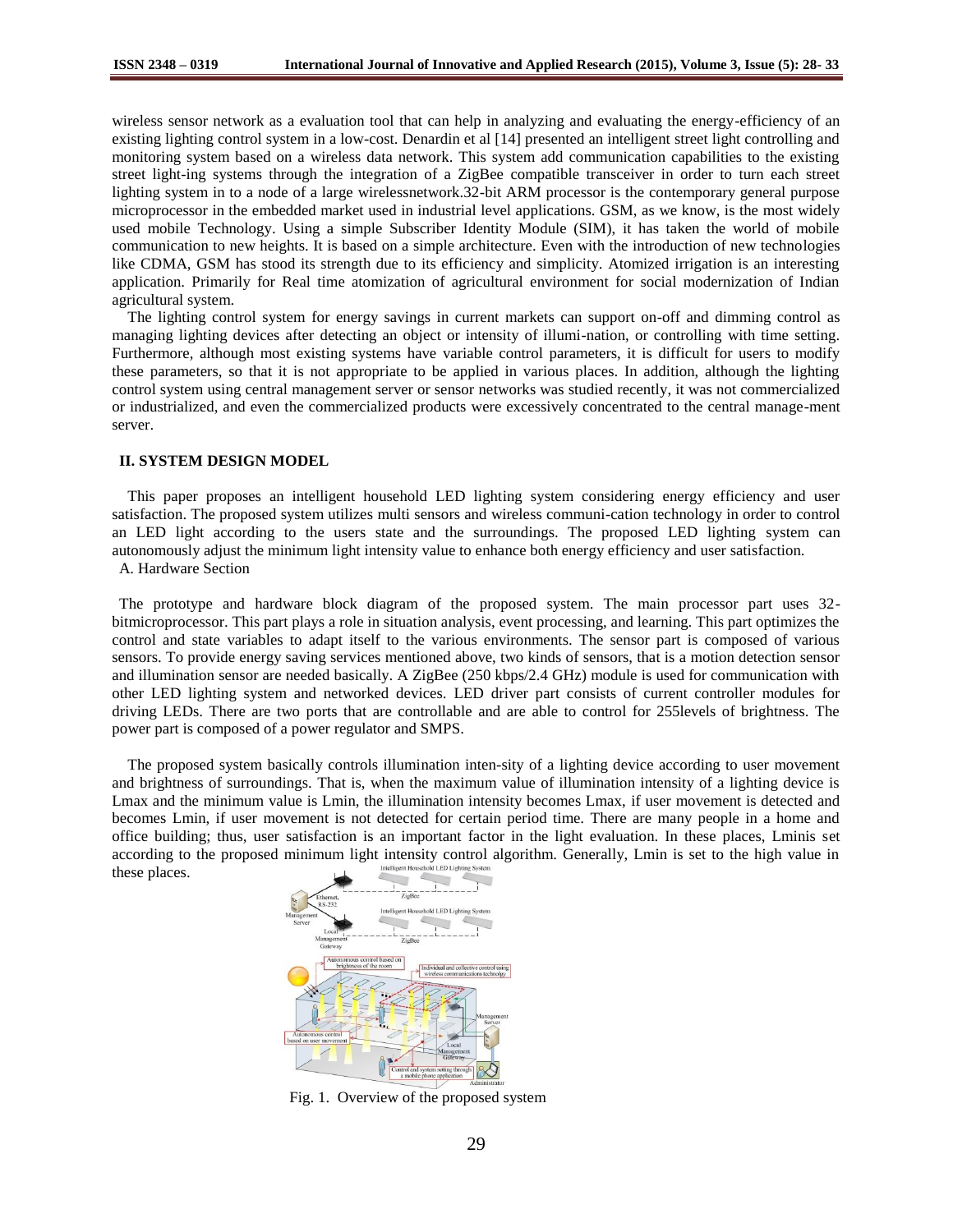wireless sensor network as a evaluation tool that can help in analyzing and evaluating the energy-efficiency of an existing lighting control system in a low-cost. Denardin et al [14] presented an intelligent street light controlling and monitoring system based on a wireless data network. This system add communication capabilities to the existing street light-ing systems through the integration of a ZigBee compatible transceiver in order to turn each street lighting system in to a node of a large wirelessnetwork.32-bit ARM processor is the contemporary general purpose microprocessor in the embedded market used in industrial level applications. GSM, as we know, is the most widely used mobile Technology. Using a simple Subscriber Identity Module (SIM), it has taken the world of mobile communication to new heights. It is based on a simple architecture. Even with the introduction of new technologies like CDMA, GSM has stood its strength due to its efficiency and simplicity. Atomized irrigation is an interesting application. Primarily for Real time atomization of agricultural environment for social modernization of Indian agricultural system.

The lighting control system for energy savings in current markets can support on-off and dimming control as managing lighting devices after detecting an object or intensity of illumi-nation, or controlling with time setting. Furthermore, although most existing systems have variable control parameters, it is difficult for users to modify these parameters, so that it is not appropriate to be applied in various places. In addition, although the lighting control system using central management server or sensor networks was studied recently, it was not commercialized or industrialized, and even the commercialized products were excessively concentrated to the central manage-ment server.

## II. SYSTEM DESIGN MODEL

This paper proposes an intelligent household LED lighting system considering energy efficiency and user satisfaction. The proposed system utilizes multi sensors and wireless communi-cation technology in order to control an LED light according to the users state and the surroundings. The proposed LED lighting system can autonomously adjust the minimum light intensity value to enhance both energy efficiency and user satisfaction.

A. Hardware Section

The prototype and hardware block diagram of the proposed system. The main processor part uses 32-bitmicroprocessor. This part plays a role in situation analysis, event processing, and learning. This part optimizes the control and state variables to adapt itself to the various environments. The sensor part is composed of various sensors. To provide energy saving services mentioned above, two kinds of sensors, that is a motion detection sensor and illumination sensor are needed basically. A ZigBee (250 kbps/2.4 GHz) module is used for communication with other LED lighting system and networked devices. LED driver part consists of current controller modules for driving LEDs. There are two ports that are controllable and are able to control for 255levels of brightness. The power part is composed of a power regulator and SMPS.

The proposed system basically controls illumination inten-sity of a lighting device according to user movement and brightness of surroundings. That is, when the maximum value of illumination intensity of a lighting device is Lmax and the minimum value is Lmin, the illumination intensity becomes Lmax, if user movement is detected and becomes Lmin, if user movement is not detected for certain period time. There are many people in a home and office building; thus, user satisfaction is an important factor in the light evaluation. In these places, Lminis set according to the proposed minimum light intensity control algorithm. Generally, Lmin is set to the high value in these places.

Fig. 1. Overview of the proposed system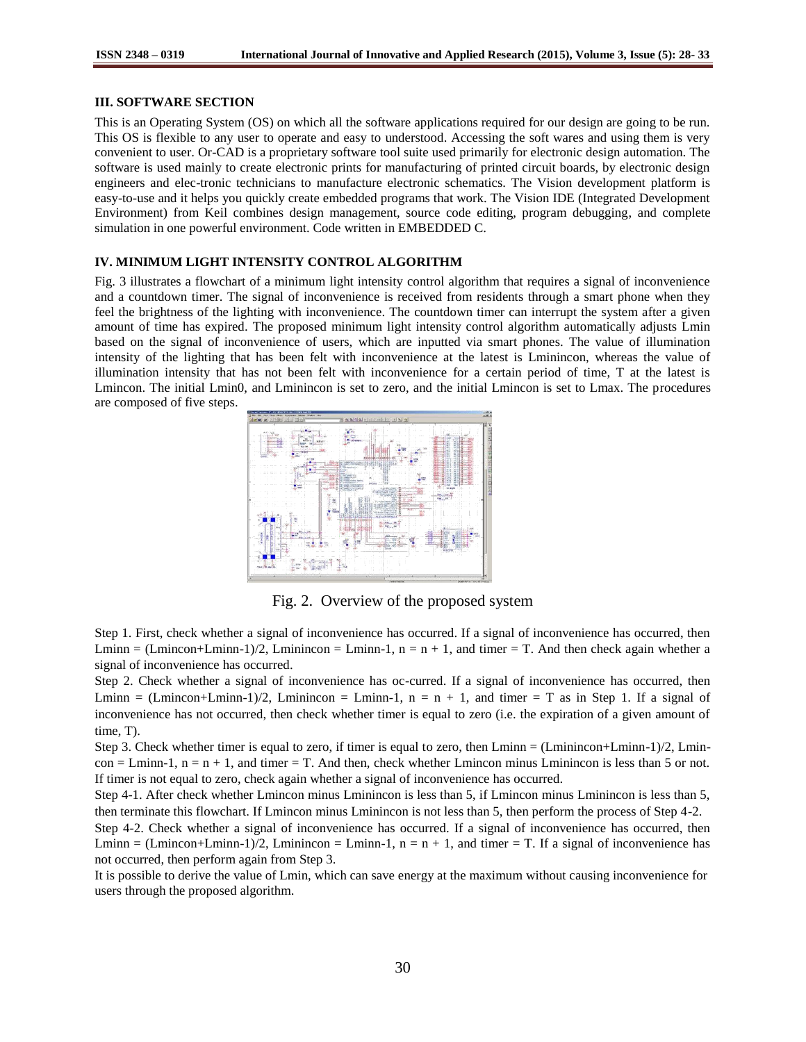### III. SOFTWARE SECTION

This is an Operating System (OS) on which all the software applications required for our design are going to be run. This OS is flexible to any user to operate and easy to understood. Accessing the soft wares and using them is very convenient to user. Or-CAD is a proprietary software tool suite used primarily for electronic design automation. The software is used mainly to create electronic prints for manufacturing of printed circuit boards, by electronic design engineers and elec-tronic technicians to manufacture electronic schematics. The Vision development platform is easy-to-use and it helps you quickly create embedded programs that work. The Vision IDE (Integrated Development Environment) from Keil combines design management, source code editing, program debugging, and complete simulation in one powerful environment. Code written in EMBEDDED C.

### IV. MINIMUM LIGHT INTENSITY CONTROL ALGORITHM

Fig. 3 illustrates a flowchart of a minimum light intensity control algorithm that requires a signal of inconvenience and a countdown timer. The signal of inconvenience is received from residents through a smart phone when they feel the brightness of the lighting with inconvenience. The countdown timer can interrupt the system after a given amount of time has expired. The proposed minimum light intensity control algorithm automatically adjusts Lmin based on the signal of inconvenience of users, which are inputted via smart phones. The value of illumination intensity of the lighting that has been felt with inconvenience at the latest is Lminincon, whereas the value of illumination intensity that has not been felt with inconvenience for a certain period of time, T at the latest is Lmincon. The initial Lmin0, and Lminincon is set to zero, and the initial Lmincon is set to Lmax. The procedures are composed of five steps.

Fig. 2. Overview of the proposed system

Step 1. First, check whether a signal of inconvenience has occurred. If a signal of inconvenience has occurred, then Lminn = (Lmincon+Lminn-1)/2, Lminincon = Lminn-1, n = n + 1, and timer = T. And then check again whether a signal of inconvenience has occurred.

Step 2. Check whether a signal of inconvenience has oc-curred. If a signal of inconvenience has occurred, then Lminn = (Lmincon+Lminn-1)/2, Lminincon = Lminn-1, n = n + 1, and timer = T as in Step 1. If a signal of inconvenience has not occurred, then check whether timer is equal to zero (i.e. the expiration of a given amount of time, T).

Step 3. Check whether timer is equal to zero, if timer is equal to zero, then Lminn = (Lminincon+Lminn-1)/2, Lmin-con = Lminn-1, n = n + 1, and timer = T. And then, check whether Lmincon minus Lminincon is less than 5 or not. If timer is not equal to zero, check again whether a signal of inconvenience has occurred.

Step 4-1. After check whether Lmincon minus Lminincon is less than 5, if Lmincon minus Lminincon is less than 5, then terminate this flowchart. If Lmincon minus Lminincon is not less than 5, then perform the process of Step 4-2.

Step 4-2. Check whether a signal of inconvenience has occurred. If a signal of inconvenience has occurred, then Lminn = (Lmincon+Lminn-1)/2, Lminincon = Lminn-1, n = n + 1, and timer = T. If a signal of inconvenience has not occurred, then perform again from Step 3.

It is possible to derive the value of Lmin, which can save energy at the maximum without causing inconvenience for users through the proposed algorithm.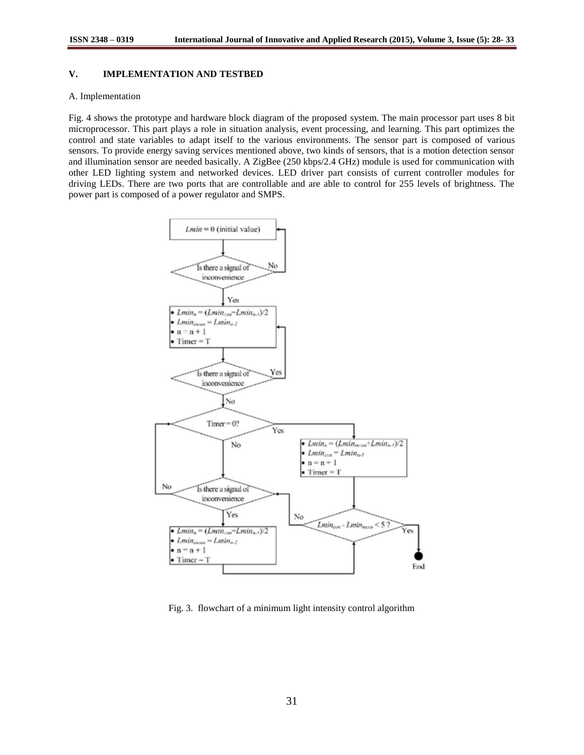## V. IMPLEMENTATION AND TESTBED

A. Implementation

Fig. 4 shows the prototype and hardware block diagram of the proposed system. The main processor part uses 8 bit microprocessor. This part plays a role in situation analysis, event processing, and learning. This part optimizes the control and state variables to adapt itself to the various environments. The sensor part is composed of various sensors. To provide energy saving services mentioned above, two kinds of sensors, that is a motion detection sensor and illumination sensor are needed basically. A ZigBee (250 kbps/2.4 GHz) module is used for communication with other LED lighting system and networked devices. LED driver part consists of current controller modules for driving LEDs. There are two ports that are controllable and are able to control for 255 levels of brightness. The power part is composed of a power regulator and SMPS.

Fig. 3. flowchart of a minimum light intensity control algorithm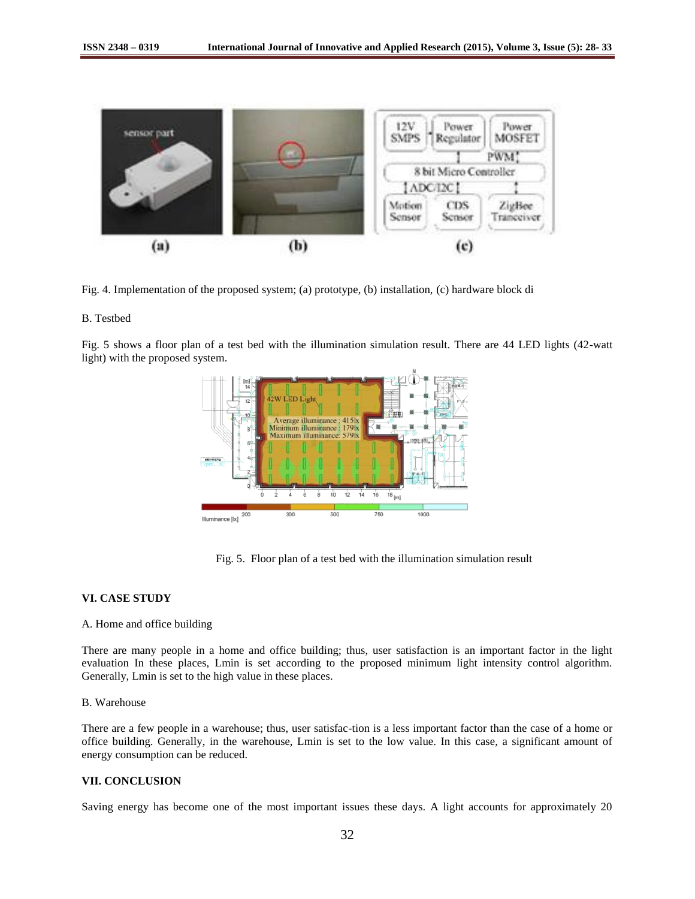Fig. 4. Implementation of the proposed system; (a) prototype, (b) installation, (c) hardware block di

B. Testbed

Fig. 5 shows a floor plan of a test bed with the illumination simulation result. There are 44 LED lights (42-watt light) with the proposed system.

Fig. 5. Floor plan of a test bed with the illumination simulation result

## VI. CASE STUDY

A. Home and office building

There are many people in a home and office building; thus, user satisfaction is an important factor in the light evaluation In these places, Lmin is set according to the proposed minimum light intensity control algorithm. Generally, Lmin is set to the high value in these places.

B. Warehouse

There are a few people in a warehouse; thus, user satisfac-tion is a less important factor than the case of a home or office building. Generally, in the warehouse, Lmin is set to the low value. In this case, a significant amount of energy consumption can be reduced.

## VII. CONCLUSION

Saving energy has become one of the most important issues these days. A light accounts for approximately 20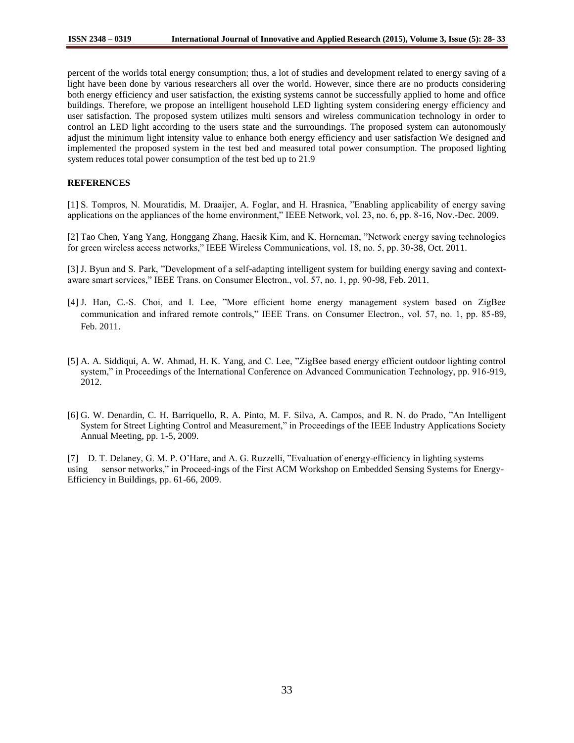percent of the worlds total energy consumption; thus, a lot of studies and development related to energy saving of a light have been done by various researchers all over the world. However, since there are no products considering both energy efficiency and user satisfaction, the existing systems cannot be successfully applied to home and office buildings. Therefore, we propose an intelligent household LED lighting system considering energy efficiency and user satisfaction. The proposed system utilizes multi sensors and wireless communication technology in order to control an LED light according to the users state and the surroundings. The proposed system can autonomously adjust the minimum light intensity value to enhance both energy efficiency and user satisfaction We designed and implemented the proposed system in the test bed and measured total power consumption. The proposed lighting system reduces total power consumption of the test bed up to 21.9

## REFERENCES

[1] S. Tompros, N. Mouratidis, M. Draaijer, A. Foglar, and H. Hrasnica, "Enabling applicability of energy saving applications on the appliances of the home environment," IEEE Network, vol. 23, no. 6, pp. 8-16, Nov.-Dec. 2009.

[2] Tao Chen, Yang Yang, Honggang Zhang, Haesik Kim, and K. Horneman, "Network energy saving technologies for green wireless access networks," IEEE Wireless Communications, vol. 18, no. 5, pp. 30-38, Oct. 2011.

[3] J. Byun and S. Park, "Development of a self-adapting intelligent system for building energy saving and context-aware smart services," IEEE Trans. on Consumer Electron., vol. 57, no. 1, pp. 90-98, Feb. 2011.

[4] J. Han, C.-S. Choi, and I. Lee, "More efficient home energy management system based on ZigBee communication and infrared remote controls," IEEE Trans. on Consumer Electron., vol. 57, no. 1, pp. 85-89, Feb. 2011.

[5] A. A. Siddiqui, A. W. Ahmad, H. K. Yang, and C. Lee, "ZigBee based energy efficient outdoor lighting control system," in Proceedings of the International Conference on Advanced Communication Technology, pp. 916-919, 2012.

[6] G. W. Denardin, C. H. Barriquello, R. A. Pinto, M. F. Silva, A. Campos, and R. N. do Prado, "An Intelligent System for Street Lighting Control and Measurement," in Proceedings of the IEEE Industry Applications Society Annual Meeting, pp. 1-5, 2009.

[7] D. T. Delaney, G. M. P. O'Hare, and A. G. Ruzzelli, "Evaluation of energy-efficiency in lighting systems using sensor networks," in Proceed-ings of the First ACM Workshop on Embedded Sensing Systems for Energy-Efficiency in Buildings, pp. 61-66, 2009.